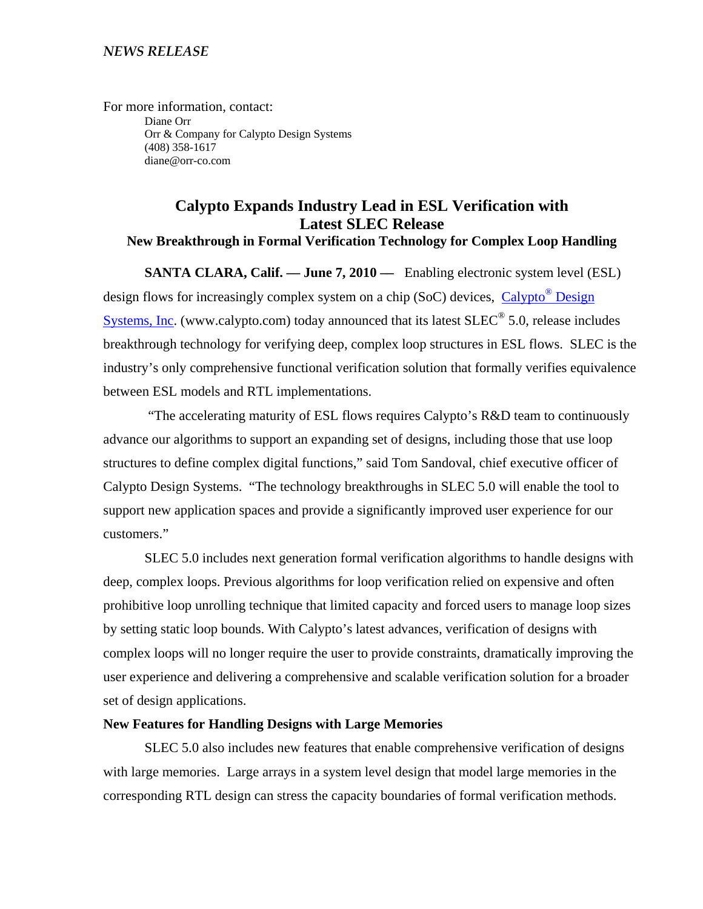*NEWS RELEASE*

For more information, contact:

Diane Orr
Orr & Company for Calypto Design Systems
(408) 358-1617
diane@orr-co.com

# Calypto Expands Industry Lead in ESL Verification with Latest SLEC Release

## New Breakthrough in Formal Verification Technology for Complex Loop Handling

**SANTA CLARA, Calif. — June 7, 2010 —** Enabling electronic system level (ESL) design flows for increasingly complex system on a chip (SoC) devices, Calypto® Design Systems, Inc. (www.calypto.com) today announced that its latest SLEC® 5.0, release includes breakthrough technology for verifying deep, complex loop structures in ESL flows. SLEC is the industry's only comprehensive functional verification solution that formally verifies equivalence between ESL models and RTL implementations.

"The accelerating maturity of ESL flows requires Calypto's R&D team to continuously advance our algorithms to support an expanding set of designs, including those that use loop structures to define complex digital functions," said Tom Sandoval, chief executive officer of Calypto Design Systems. "The technology breakthroughs in SLEC 5.0 will enable the tool to support new application spaces and provide a significantly improved user experience for our customers."

SLEC 5.0 includes next generation formal verification algorithms to handle designs with deep, complex loops. Previous algorithms for loop verification relied on expensive and often prohibitive loop unrolling technique that limited capacity and forced users to manage loop sizes by setting static loop bounds. With Calypto's latest advances, verification of designs with complex loops will no longer require the user to provide constraints, dramatically improving the user experience and delivering a comprehensive and scalable verification solution for a broader set of design applications.

**New Features for Handling Designs with Large Memories**

SLEC 5.0 also includes new features that enable comprehensive verification of designs with large memories. Large arrays in a system level design that model large memories in the corresponding RTL design can stress the capacity boundaries of formal verification methods.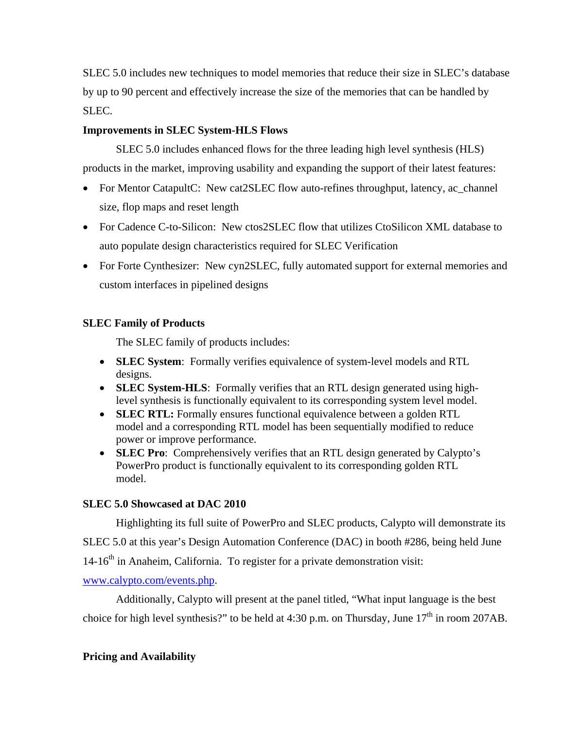SLEC 5.0 includes new techniques to model memories that reduce their size in SLEC's database by up to 90 percent and effectively increase the size of the memories that can be handled by SLEC.

**Improvements in SLEC System-HLS Flows**

SLEC 5.0 includes enhanced flows for the three leading high level synthesis (HLS) products in the market, improving usability and expanding the support of their latest features:

- For Mentor CatapultC: New cat2SLEC flow auto-refines throughput, latency, ac_channel size, flop maps and reset length
- For Cadence C-to-Silicon: New ctos2SLEC flow that utilizes CtoSilicon XML database to auto populate design characteristics required for SLEC Verification
- For Forte Cynthesizer: New cyn2SLEC, fully automated support for external memories and custom interfaces in pipelined designs

**SLEC Family of Products**

The SLEC family of products includes:

- **SLEC System**: Formally verifies equivalence of system-level models and RTL designs.
- **SLEC System-HLS**: Formally verifies that an RTL design generated using high-level synthesis is functionally equivalent to its corresponding system level model.
- **SLEC RTL:** Formally ensures functional equivalence between a golden RTL model and a corresponding RTL model has been sequentially modified to reduce power or improve performance.
- **SLEC Pro**: Comprehensively verifies that an RTL design generated by Calypto's PowerPro product is functionally equivalent to its corresponding golden RTL model.

**SLEC 5.0 Showcased at DAC 2010**

Highlighting its full suite of PowerPro and SLEC products, Calypto will demonstrate its SLEC 5.0 at this year's Design Automation Conference (DAC) in booth #286, being held June 14-16th in Anaheim, California. To register for a private demonstration visit: www.calypto.com/events.php.

Additionally, Calypto will present at the panel titled, "What input language is the best choice for high level synthesis?" to be held at 4:30 p.m. on Thursday, June 17th in room 207AB.

**Pricing and Availability**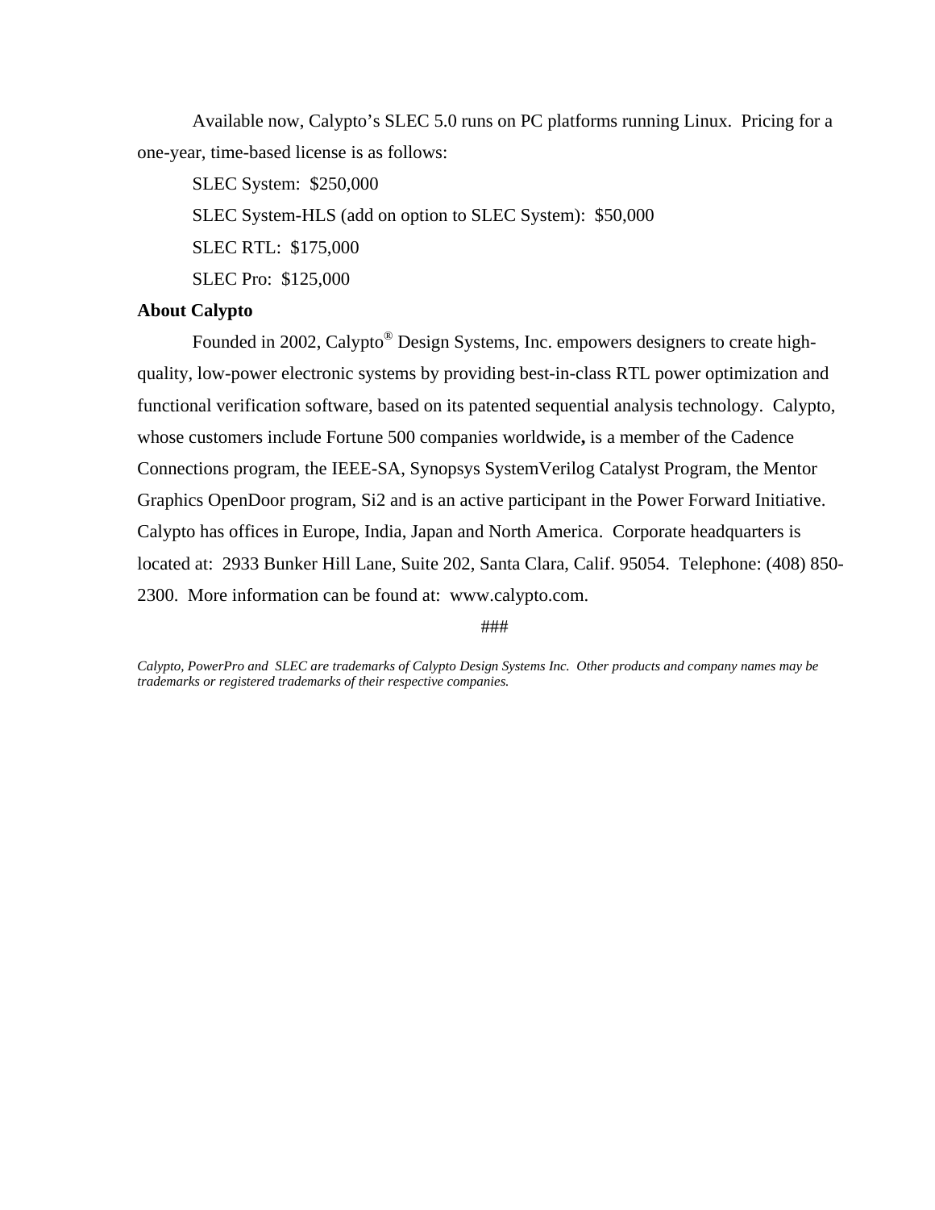Available now, Calypto's SLEC 5.0 runs on PC platforms running Linux. Pricing for a one-year, time-based license is as follows:

SLEC System: $250,000

SLEC System-HLS (add on option to SLEC System): $50,000

SLEC RTL: $175,000

SLEC Pro: $125,000

**About Calypto**

Founded in 2002, Calypto® Design Systems, Inc. empowers designers to create high-quality, low-power electronic systems by providing best-in-class RTL power optimization and functional verification software, based on its patented sequential analysis technology. Calypto, whose customers include Fortune 500 companies worldwide**,** is a member of the Cadence Connections program, the IEEE-SA, Synopsys SystemVerilog Catalyst Program, the Mentor Graphics OpenDoor program, Si2 and is an active participant in the Power Forward Initiative. Calypto has offices in Europe, India, Japan and North America. Corporate headquarters is located at: 2933 Bunker Hill Lane, Suite 202, Santa Clara, Calif. 95054. Telephone: (408) 850-2300. More information can be found at: www.calypto.com.

###

*Calypto, PowerPro and SLEC are trademarks of Calypto Design Systems Inc. Other products and company names may be trademarks or registered trademarks of their respective companies.*